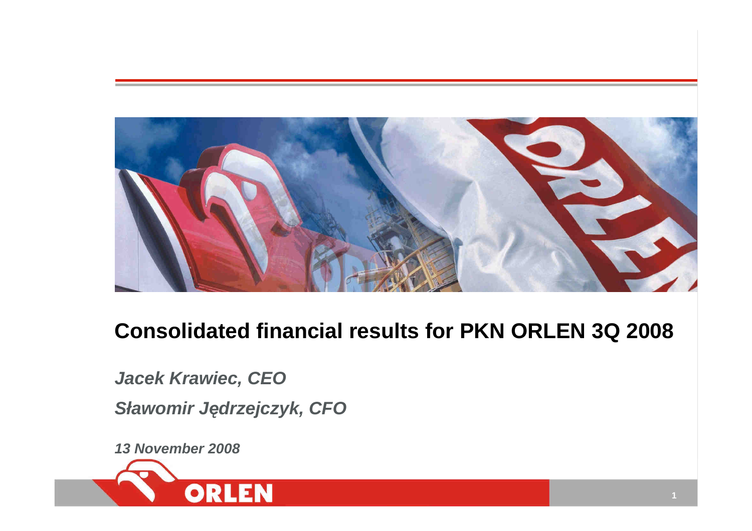# Consolidated financial results for PKN ORLEN 3Q 2008

***Jacek Krawiec, CEO***

***Sławomir Jędrzejczyk, CFO***

***13 November 2008***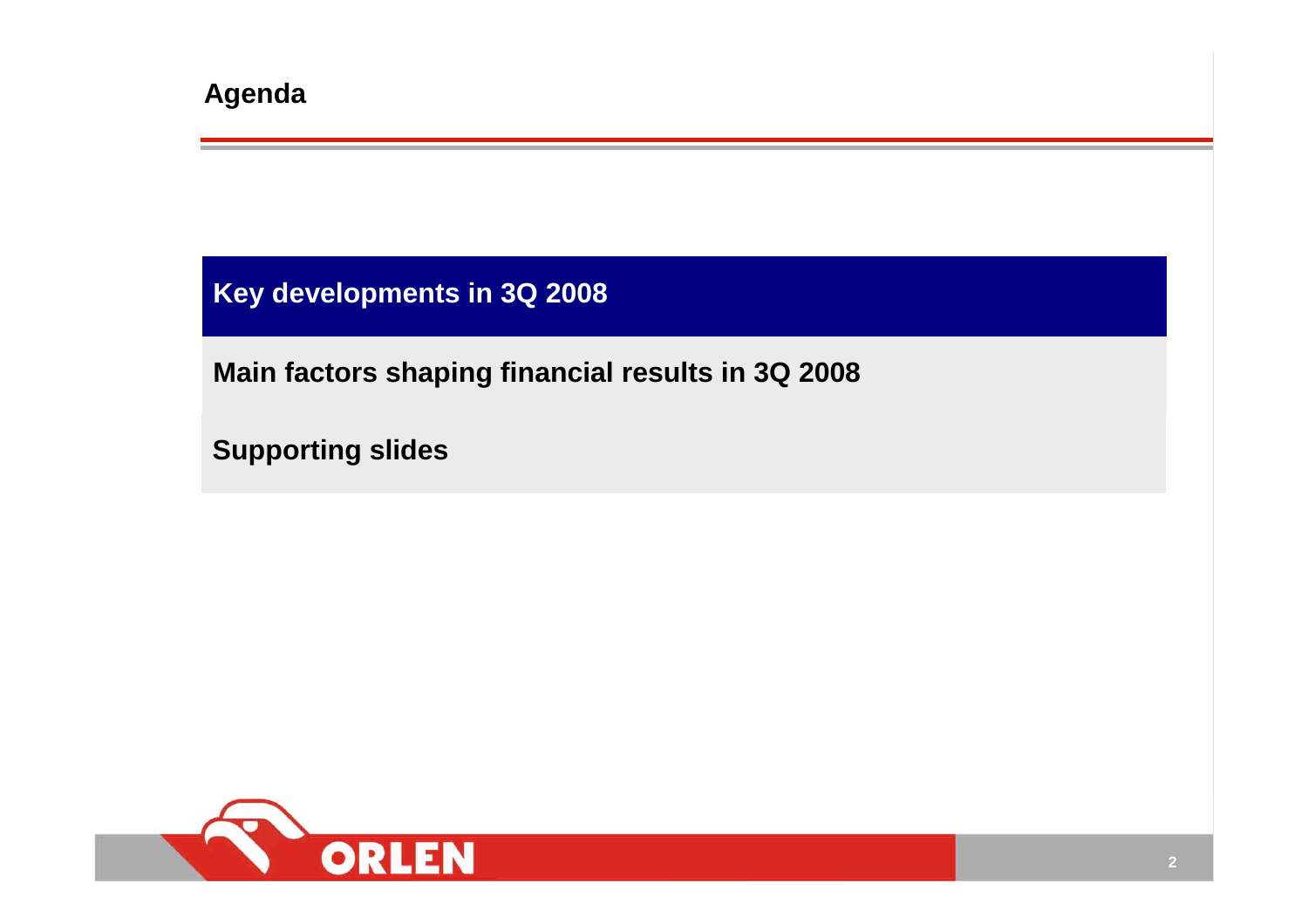# Agenda

**Key developments in 3Q 2008**

**Main factors shaping financial results in 3Q 2008**

**Supporting slides**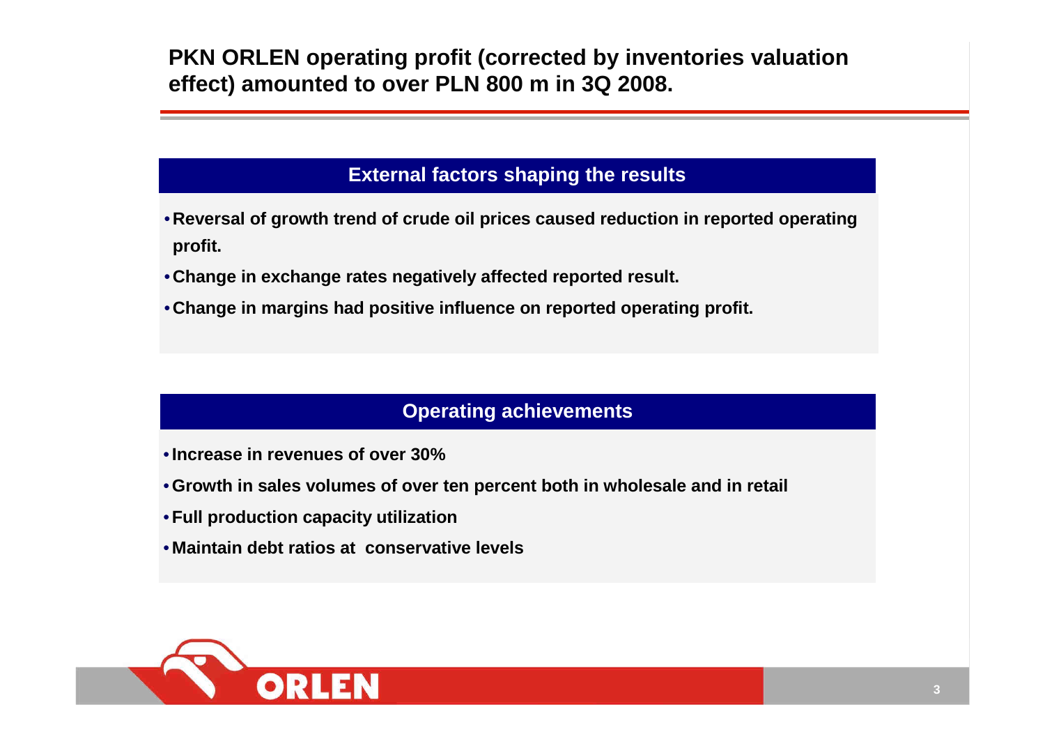# PKN ORLEN operating profit (corrected by inventories valuation effect) amounted to over PLN 800 m in 3Q 2008.

## External factors shaping the results

- **Reversal of growth trend of crude oil prices caused reduction in reported operating profit.**
- **Change in exchange rates negatively affected reported result.**
- **Change in margins had positive influence on reported operating profit.**

## Operating achievements

- **Increase in revenues of over 30%**
- **Growth in sales volumes of over ten percent both in wholesale and in retail**
- **Full production capacity utilization**
- **Maintain debt ratios at conservative levels**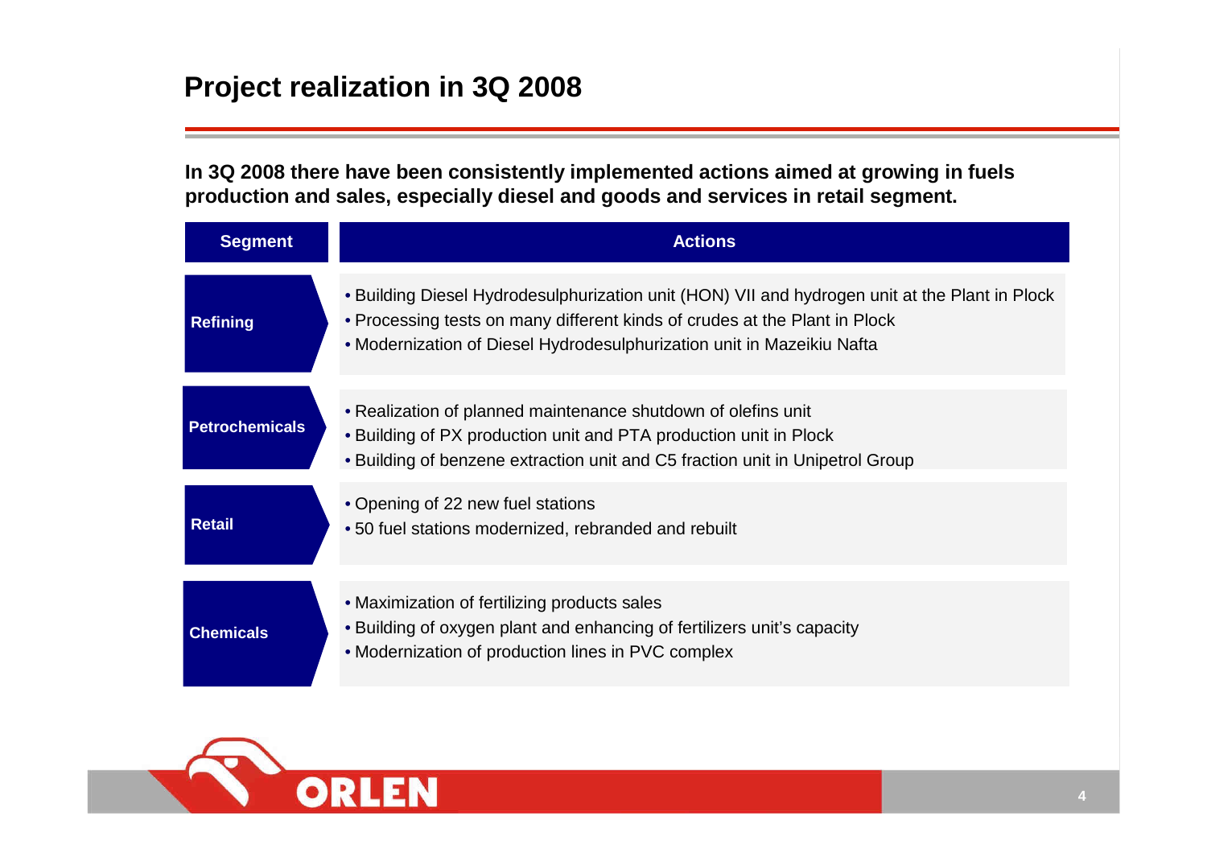# Project realization in 3Q 2008

**In 3Q 2008 there have been consistently implemented actions aimed at growing in fuels production and sales, especially diesel and goods and services in retail segment.**

| Segment | Actions |
|---|---|
| **Refining** | • Building Diesel Hydrodesulphurization unit (HON) VII and hydrogen unit at the Plant in Plock<br>• Processing tests on many different kinds of crudes at the Plant in Plock<br>• Modernization of Diesel Hydrodesulphurization unit in Mazeikiu Nafta |
| **Petrochemicals** | • Realization of planned maintenance shutdown of olefins unit<br>• Building of PX production unit and PTA production unit in Plock<br>• Building of benzene extraction unit and C5 fraction unit in Unipetrol Group |
| **Retail** | • Opening of 22 new fuel stations<br>• 50 fuel stations modernized, rebranded and rebuilt |
| **Chemicals** | • Maximization of fertilizing products sales<br>• Building of oxygen plant and enhancing of fertilizers unit's capacity<br>• Modernization of production lines in PVC complex |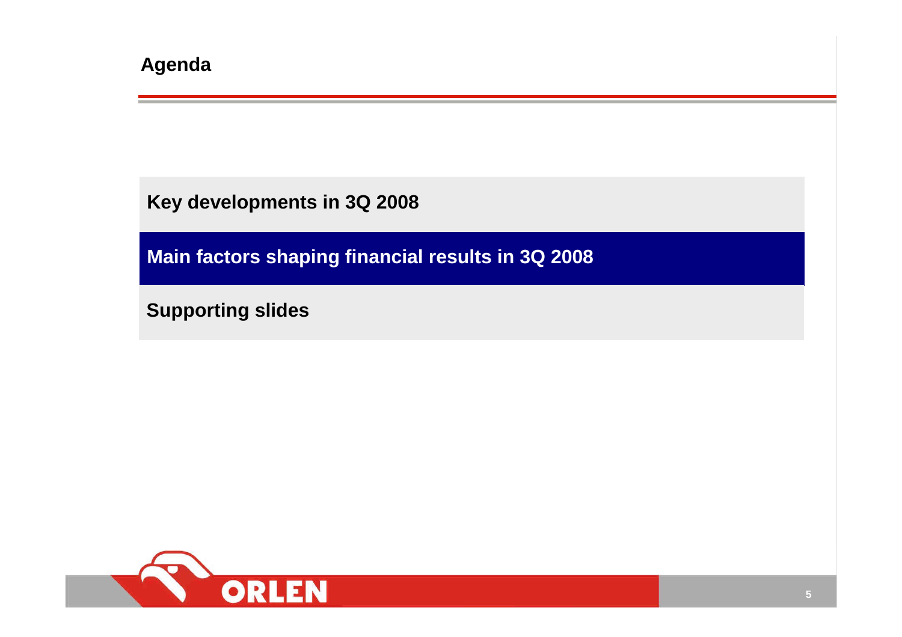# Agenda

Key developments in 3Q 2008

**Main factors shaping financial results in 3Q 2008**

Supporting slides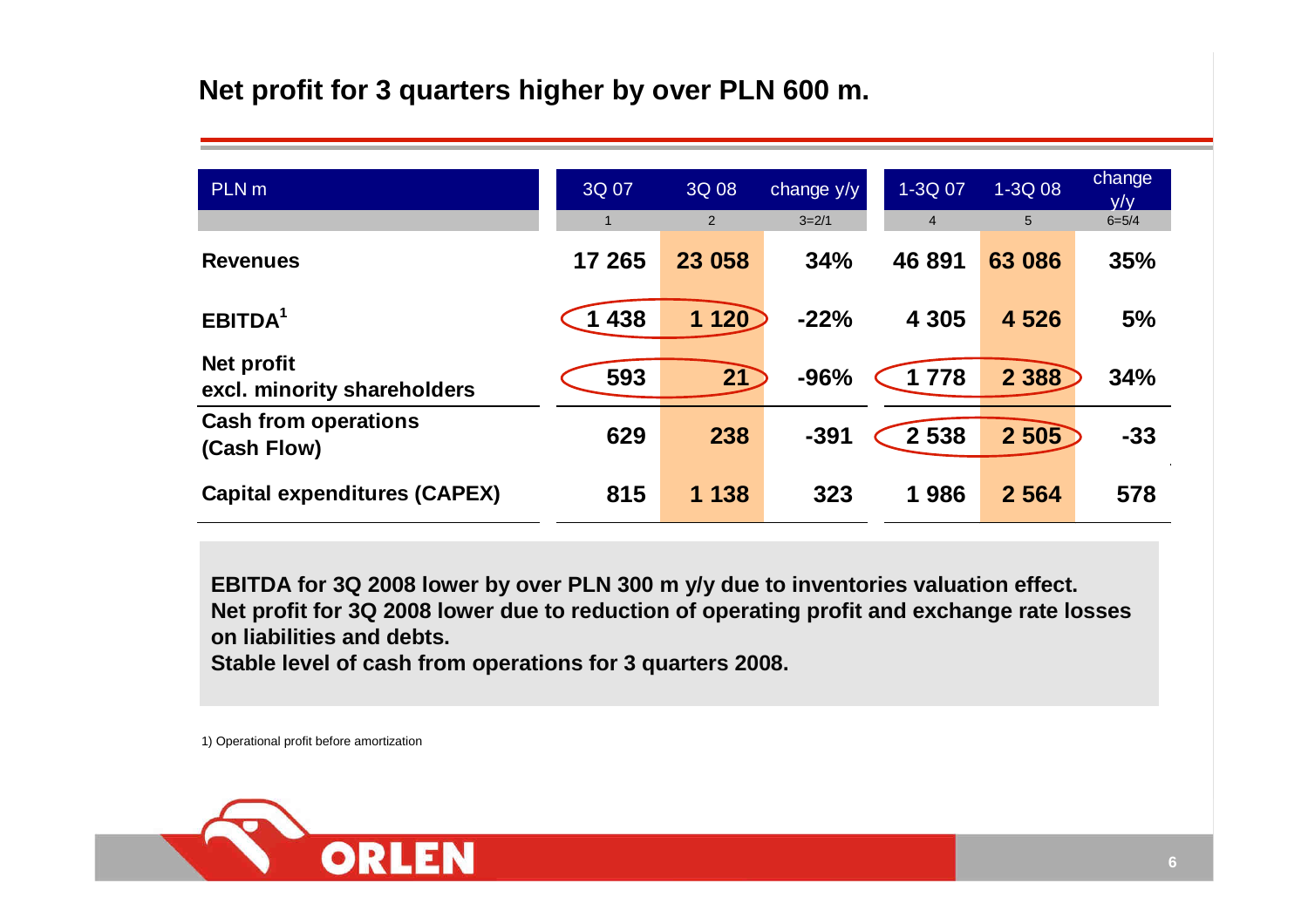## Net profit for 3 quarters higher by over PLN 600 m.

| PLN m | 3Q 07 | 3Q 08 | change y/y | 1-3Q 07 | 1-3Q 08 | change y/y |
|---|---|---|---|---|---|---|
| | 1 | 2 | 3=2/1 | 4 | 5 | 6=5/4 |
| **Revenues** | **17 265** | **23 058** | **34%** | **46 891** | **63 086** | **35%** |
| **EBITDA[1]** | **1 438** | **1 120** | **-22%** | **4 305** | **4 526** | **5%** |
| **Net profit excl. minority shareholders** | **593** | **21** | **-96%** | **1 778** | **2 388** | **34%** |
| **Cash from operations (Cash Flow)** | **629** | **238** | **-391** | **2 538** | **2 505** | **-33** |
| **Capital expenditures (CAPEX)** | **815** | **1 138** | **323** | **1 986** | **2 564** | **578** |

**EBITDA for 3Q 2008 lower by over PLN 300 m y/y due to inventories valuation effect.**
**Net profit for 3Q 2008 lower due to reduction of operating profit and exchange rate losses on liabilities and debts.**
**Stable level of cash from operations for 3 quarters 2008.**

1) Operational profit before amortization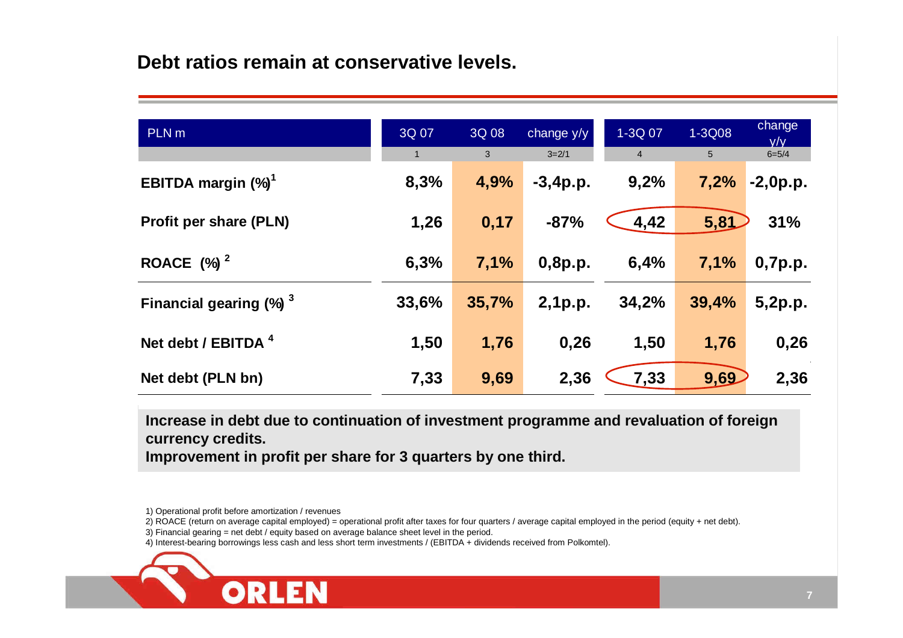## Debt ratios remain at conservative levels.

| PLN m | 3Q 07 | 3Q 08 | change y/y | 1-3Q 07 | 1-3Q08 | change y/y |
|---|---|---|---|---|---|---|
| | 1 | 3 | 3=2/1 | 4 | 5 | 6=5/4 |
| **EBITDA margin (%)[1]** | **8,3%** | **4,9%** | **-3,4p.p.** | **9,2%** | **7,2%** | **-2,0p.p.** |
| **Profit per share (PLN)** | **1,26** | **0,17** | **-87%** | **4,42** | **5,81** | **31%** |
| **ROACE (%)[2]** | **6,3%** | **7,1%** | **0,8p.p.** | **6,4%** | **7,1%** | **0,7p.p.** |
| **Financial gearing (%)[3]** | **33,6%** | **35,7%** | **2,1p.p.** | **34,2%** | **39,4%** | **5,2p.p.** |
| **Net debt / EBITDA[4]** | **1,50** | **1,76** | **0,26** | **1,50** | **1,76** | **0,26** |
| **Net debt (PLN bn)** | **7,33** | **9,69** | **2,36** | **7,33** | **9,69** | **2,36** |

**Increase in debt due to continuation of investment programme and revaluation of foreign currency credits.**
**Improvement in profit per share for 3 quarters by one third.**

1) Operational profit before amortization / revenues
2) ROACE (return on average capital employed) = operational profit after taxes for four quarters / average capital employed in the period (equity + net debt).
3) Financial gearing = net debt / equity based on average balance sheet level in the period.
4) Interest-bearing borrowings less cash and less short term investments / (EBITDA + dividends received from Polkomtel).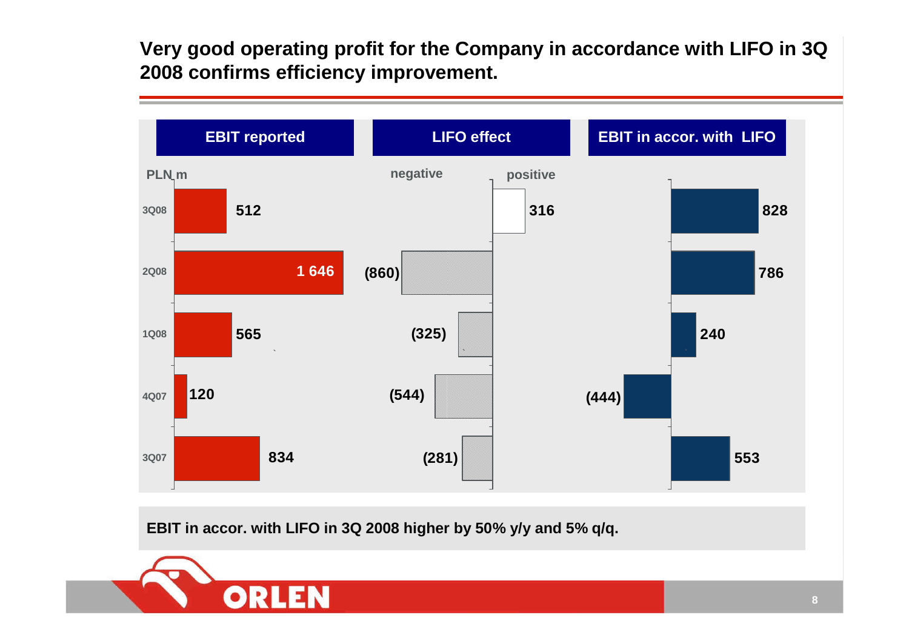# Very good operating profit for the Company in accordance with LIFO in 3Q 2008 confirms efficiency improvement.

PLN m

| | EBIT reported | LIFO effect | EBIT in accor. with LIFO |
|---|---|---|---|
| 3Q08 | 512 | 316 | 828 |
| 2Q08 | 1 646 | (860) | 786 |
| 1Q08 | 565 | (325) | 240 |
| 4Q07 | 120 | (544) | (444) |
| 3Q07 | 834 | (281) | 553 |

LIFO effect: negative / positive

**EBIT in accor. with LIFO in 3Q 2008 higher by 50% y/y and 5% q/q.**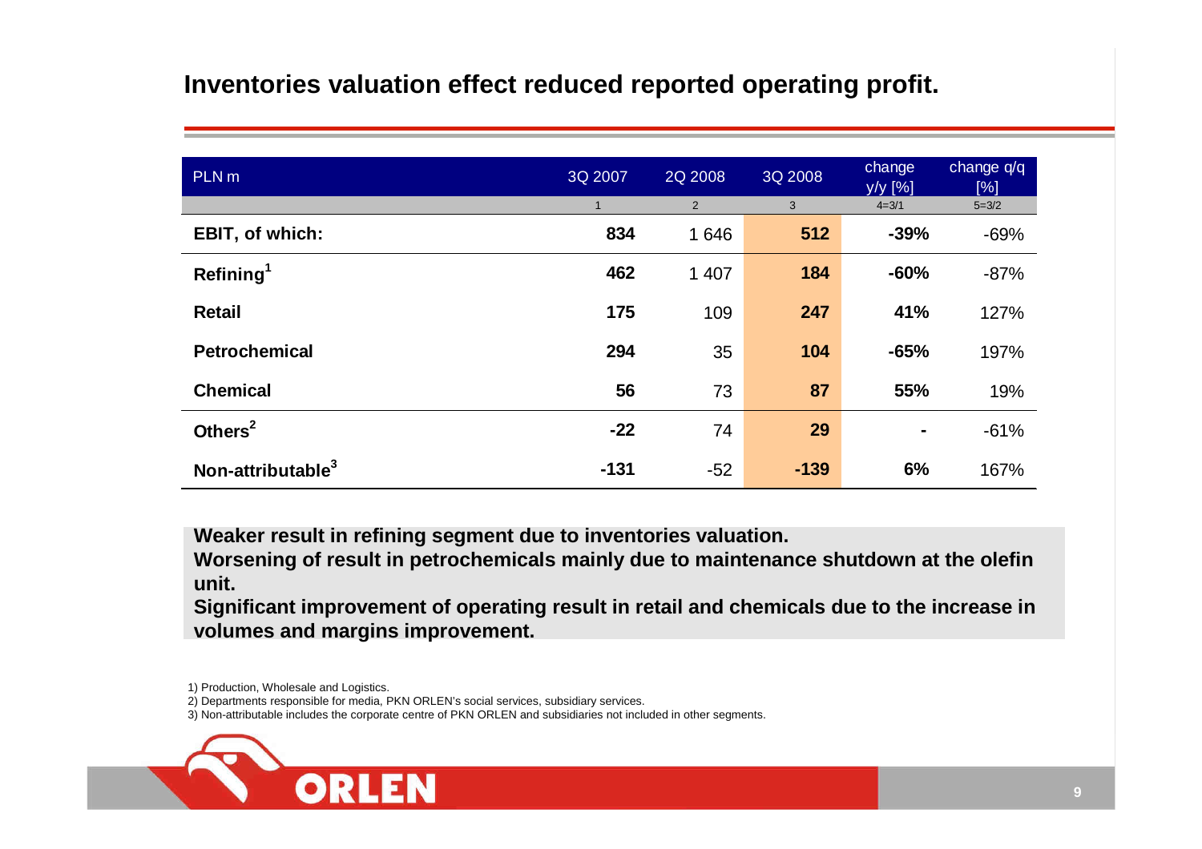# Inventories valuation effect reduced reported operating profit.

| PLN m | 3Q 2007 | 2Q 2008 | 3Q 2008 | change y/y [%] | change q/q [%] |
|---|---|---|---|---|---|
| | 1 | 2 | 3 | 4=3/1 | 5=3/2 |
| **EBIT, of which:** | **834** | 1 646 | **512** | **-39%** | -69% |
| **Refining[1]** | **462** | 1 407 | **184** | **-60%** | -87% |
| **Retail** | **175** | 109 | **247** | **41%** | 127% |
| **Petrochemical** | **294** | 35 | **104** | **-65%** | 197% |
| **Chemical** | **56** | 73 | **87** | **55%** | 19% |
| **Others[2]** | **-22** | 74 | **29** | **-** | -61% |
| **Non-attributable[3]** | **-131** | -52 | **-139** | **6%** | 167% |

**Weaker result in refining segment due to inventories valuation.**

**Worsening of result in petrochemicals mainly due to maintenance shutdown at the olefin unit.**

**Significant improvement of operating result in retail and chemicals due to the increase in volumes and margins improvement.**

1) Production, Wholesale and Logistics.

2) Departments responsible for media, PKN ORLEN's social services, subsidiary services.

3) Non-attributable includes the corporate centre of PKN ORLEN and subsidiaries not included in other segments.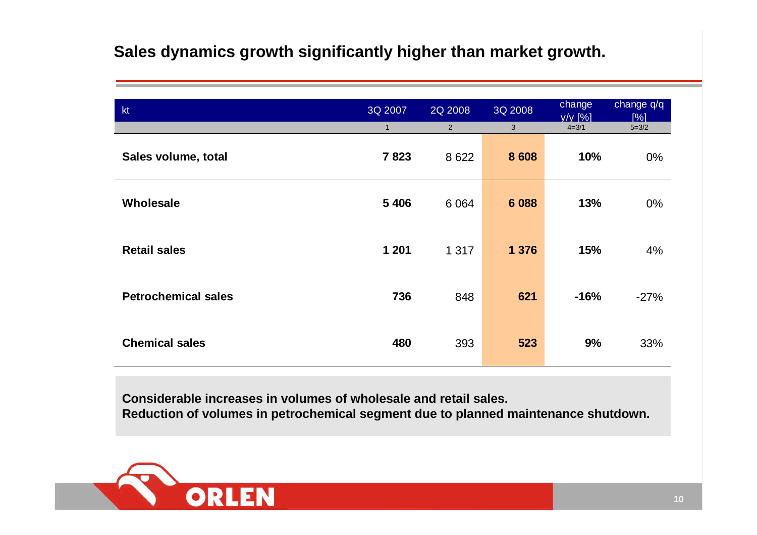## Sales dynamics growth significantly higher than market growth.

| kt | 3Q 2007 | 2Q 2008 | 3Q 2008 | change y/y [%] | change q/q [%] |
|---|---|---|---|---|---|
| | 1 | 2 | 3 | 4=3/1 | 5=3/2 |
| **Sales volume, total** | **7 823** | 8 622 | **8 608** | **10%** | 0% |
| **Wholesale** | **5 406** | 6 064 | **6 088** | **13%** | 0% |
| **Retail sales** | **1 201** | 1 317 | **1 376** | **15%** | 4% |
| **Petrochemical sales** | **736** | 848 | **621** | **-16%** | -27% |
| **Chemical sales** | **480** | 393 | **523** | **9%** | 33% |

**Considerable increases in volumes of wholesale and retail sales.**
**Reduction of volumes in petrochemical segment due to planned maintenance shutdown.**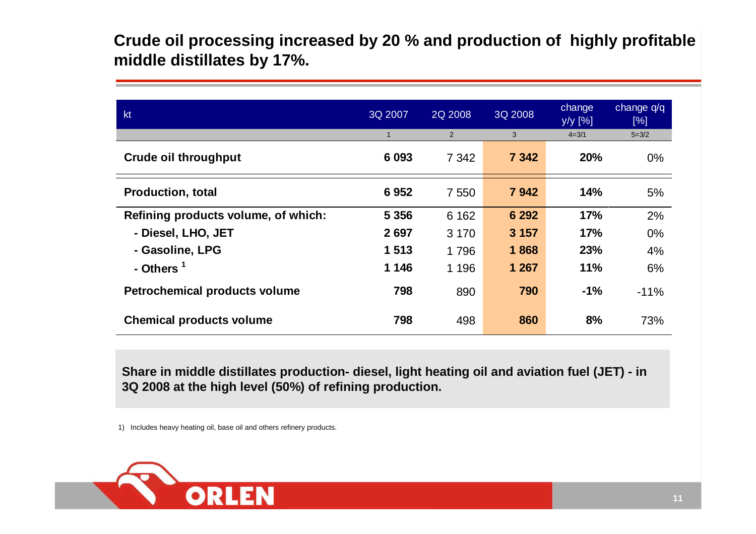## Crude oil processing increased by 20 % and production of highly profitable middle distillates by 17%.

| kt | 3Q 2007 | 2Q 2008 | 3Q 2008 | change y/y [%] | change q/q [%] |
|---|---|---|---|---|---|
| | 1 | 2 | 3 | 4=3/1 | 5=3/2 |
| **Crude oil throughput** | **6 093** | 7 342 | **7 342** | **20%** | 0% |
| **Production, total** | **6 952** | 7 550 | **7 942** | **14%** | 5% |
| **Refining products volume, of which:** | **5 356** | 6 162 | **6 292** | **17%** | 2% |
| **- Diesel, LHO, JET** | **2 697** | 3 170 | **3 157** | **17%** | 0% |
| **- Gasoline, LPG** | **1 513** | 1 796 | **1 868** | **23%** | 4% |
| **- Others [1]** | **1 146** | 1 196 | **1 267** | **11%** | 6% |
| **Petrochemical products volume** | **798** | 890 | **790** | **-1%** | -11% |
| **Chemical products volume** | **798** | 498 | **860** | **8%** | 73% |

**Share in middle distillates production- diesel, light heating oil and aviation fuel (JET) - in 3Q 2008 at the high level (50%) of refining production.**

1) Includes heavy heating oil, base oil and others refinery products.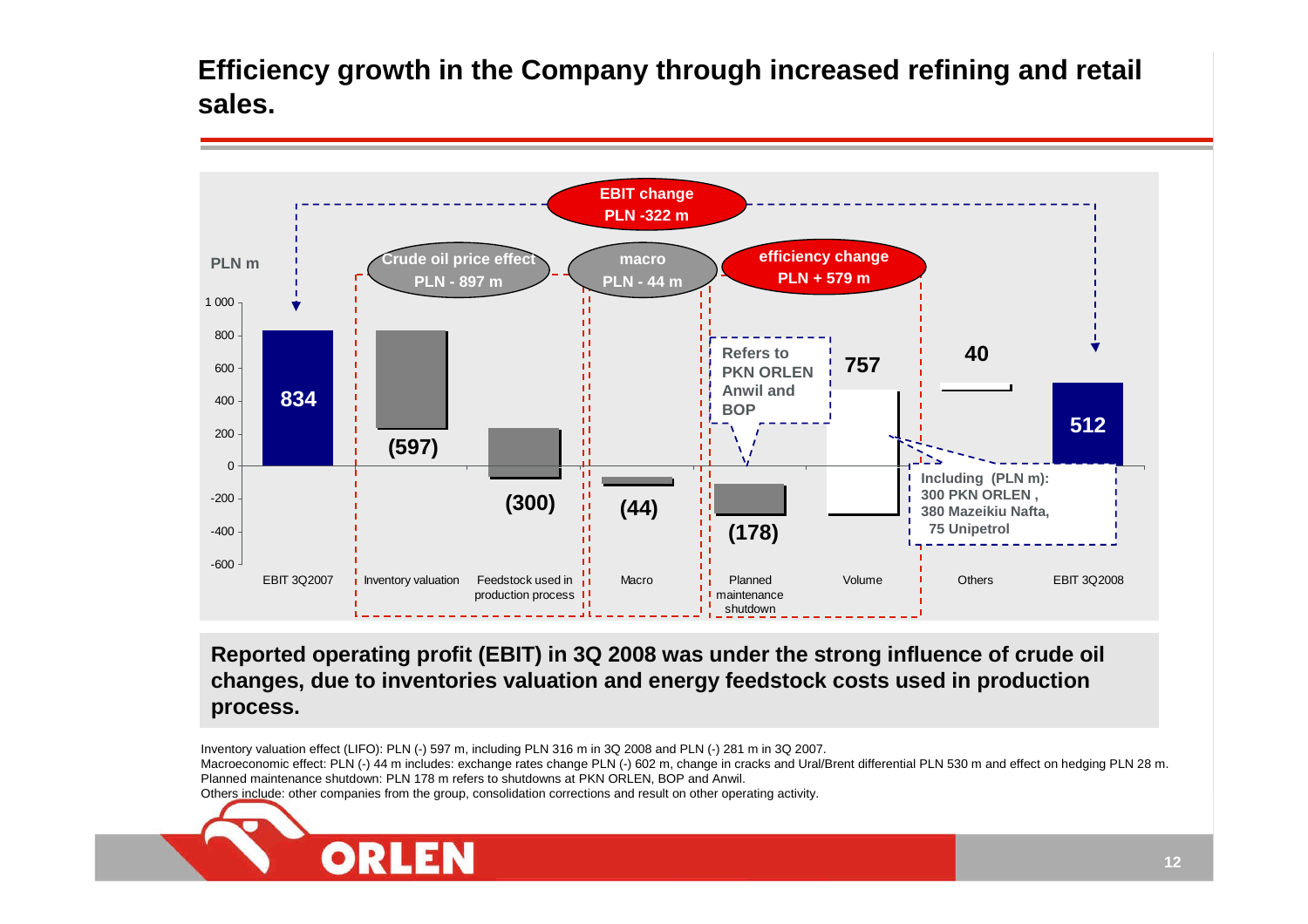# Efficiency growth in the Company through increased refining and retail sales.

PLN m

EBIT change PLN -322 m

Crude oil price effect PLN - 897 m

macro PLN - 44 m

efficiency change PLN + 579 m

| EBIT 3Q2007 | Inventory valuation | Feedstock used in production process | Macro | Planned maintenance shutdown | Volume | Others | EBIT 3Q2008 |
|---|---|---|---|---|---|---|---|
| 834 | (597) | (300) | (44) | (178) | 757 | 40 | 512 |

Refers to PKN ORLEN Anwil and BOP

Including (PLN m): 300 PKN ORLEN, 380 Mazeikiu Nafta, 75 Unipetrol

**Reported operating profit (EBIT) in 3Q 2008 was under the strong influence of crude oil changes, due to inventories valuation and energy feedstock costs used in production process.**

Inventory valuation effect (LIFO): PLN (-) 597 m, including PLN 316 m in 3Q 2008 and PLN (-) 281 m in 3Q 2007.
Macroeconomic effect: PLN (-) 44 m includes: exchange rates change PLN (-) 602 m, change in cracks and Ural/Brent differential PLN 530 m and effect on hedging PLN 28 m.
Planned maintenance shutdown: PLN 178 m refers to shutdowns at PKN ORLEN, BOP and Anwil.
Others include: other companies from the group, consolidation corrections and result on other operating activity.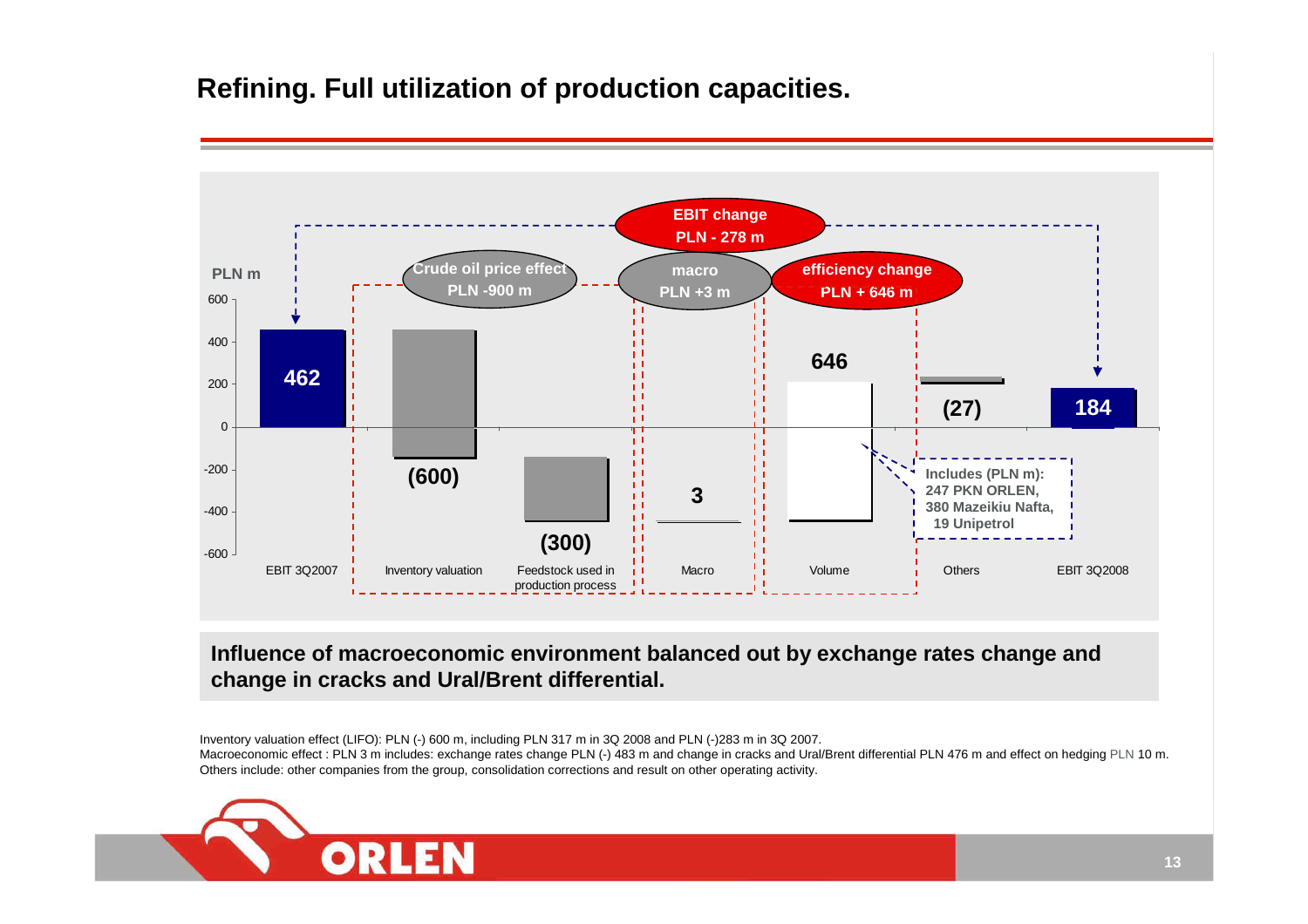# Refining. Full utilization of production capacities.

PLN m

| | EBIT 3Q2007 | Inventory valuation | Feedstock used in production process | Macro | Volume | Others | EBIT 3Q2008 |
|---|---|---|---|---|---|---|---|
| PLN m | 462 | (600) | (300) | 3 | 646 | (27) | 184 |

- EBIT change PLN - 278 m
- Crude oil price effect PLN -900 m
- macro PLN +3 m
- efficiency change PLN + 646 m

Includes (PLN m): 247 PKN ORLEN, 380 Mazeikiu Nafta, 19 Unipetrol

**Influence of macroeconomic environment balanced out by exchange rates change and change in cracks and Ural/Brent differential.**

Inventory valuation effect (LIFO): PLN (-) 600 m, including PLN 317 m in 3Q 2008 and PLN (-)283 m in 3Q 2007.
Macroeconomic effect : PLN 3 m includes: exchange rates change PLN (-) 483 m and change in cracks and Ural/Brent differential PLN 476 m and effect on hedging PLN 10 m.
Others include: other companies from the group, consolidation corrections and result on other operating activity.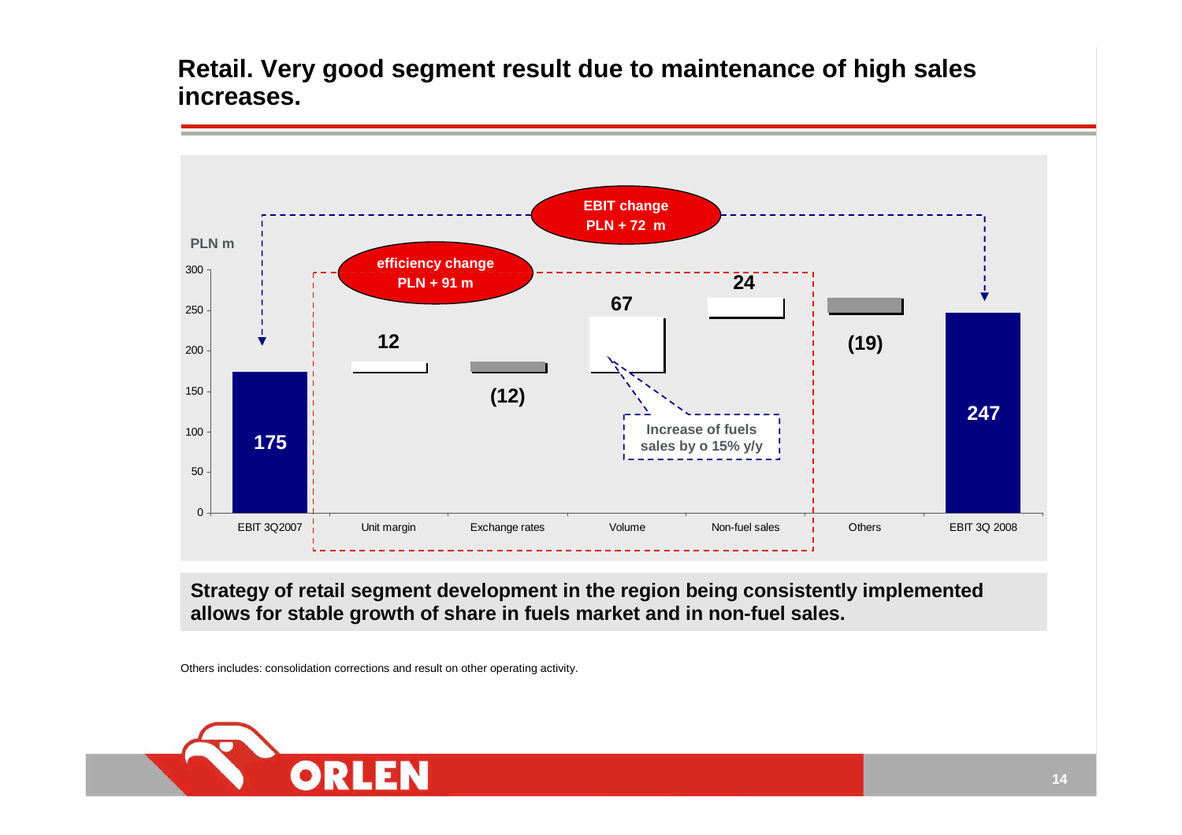# Retail. Very good segment result due to maintenance of high sales increases.

EBIT change PLN + 72 m

efficiency change PLN + 91 m

PLN m

| | EBIT 3Q2007 | Unit margin | Exchange rates | Volume | Non-fuel sales | Others | EBIT 3Q 2008 |
|---|---|---|---|---|---|---|---|
| PLN m | 175 | 12 | (12) | 67 | 24 | (19) | 247 |

Increase of fuels sales by o 15% y/y

**Strategy of retail segment development in the region being consistently implemented allows for stable growth of share in fuels market and in non-fuel sales.**

Others includes: consolidation corrections and result on other operating activity.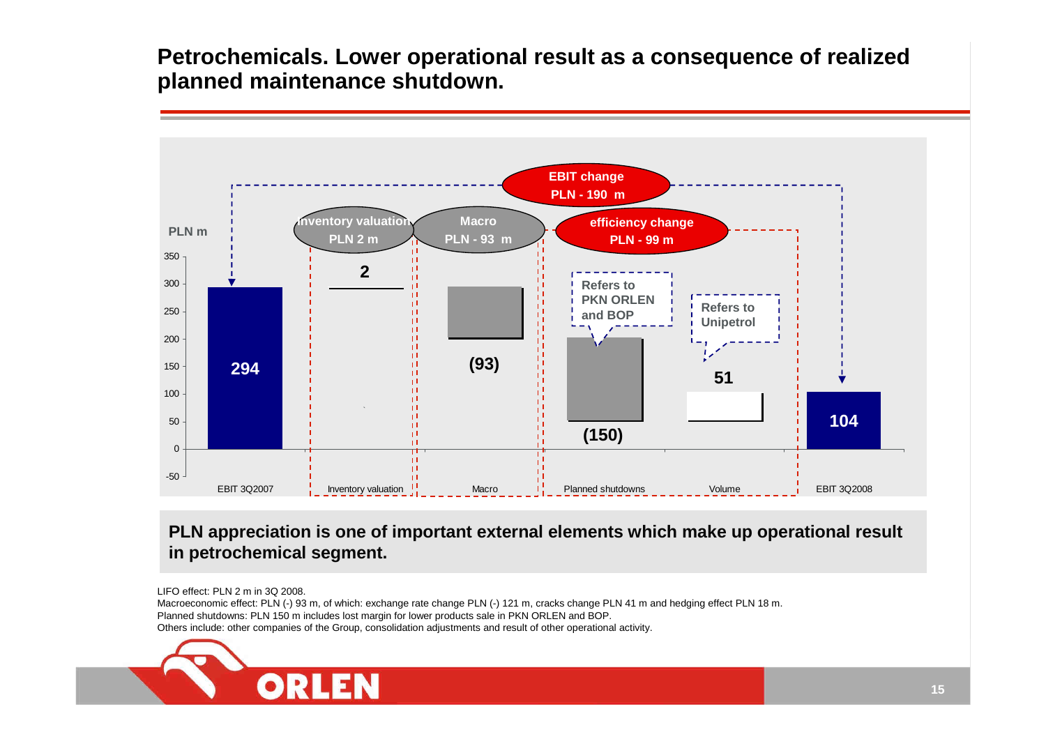# Petrochemicals. Lower operational result as a consequence of realized planned maintenance shutdown.

PLN m

EBIT change PLN - 190 m

Inventory valuation PLN 2 m

Macro PLN - 93 m

efficiency change PLN - 99 m

| | EBIT 3Q2007 | Inventory valuation | Macro | Planned shutdowns | Volume | EBIT 3Q2008 |
|---|---|---|---|---|---|---|
| PLN m | 294 | 2 | (93) | (150) | 51 | 104 |

Planned shutdowns: Refers to PKN ORLEN and BOP

Volume: Refers to Unipetrol

**PLN appreciation is one of important external elements which make up operational result in petrochemical segment.**

LIFO effect: PLN 2 m in 3Q 2008.

Macroeconomic effect: PLN (-) 93 m, of which: exchange rate change PLN (-) 121 m, cracks change PLN 41 m and hedging effect PLN 18 m.

Planned shutdowns: PLN 150 m includes lost margin for lower products sale in PKN ORLEN and BOP.

Others include: other companies of the Group, consolidation adjustments and result of other operational activity.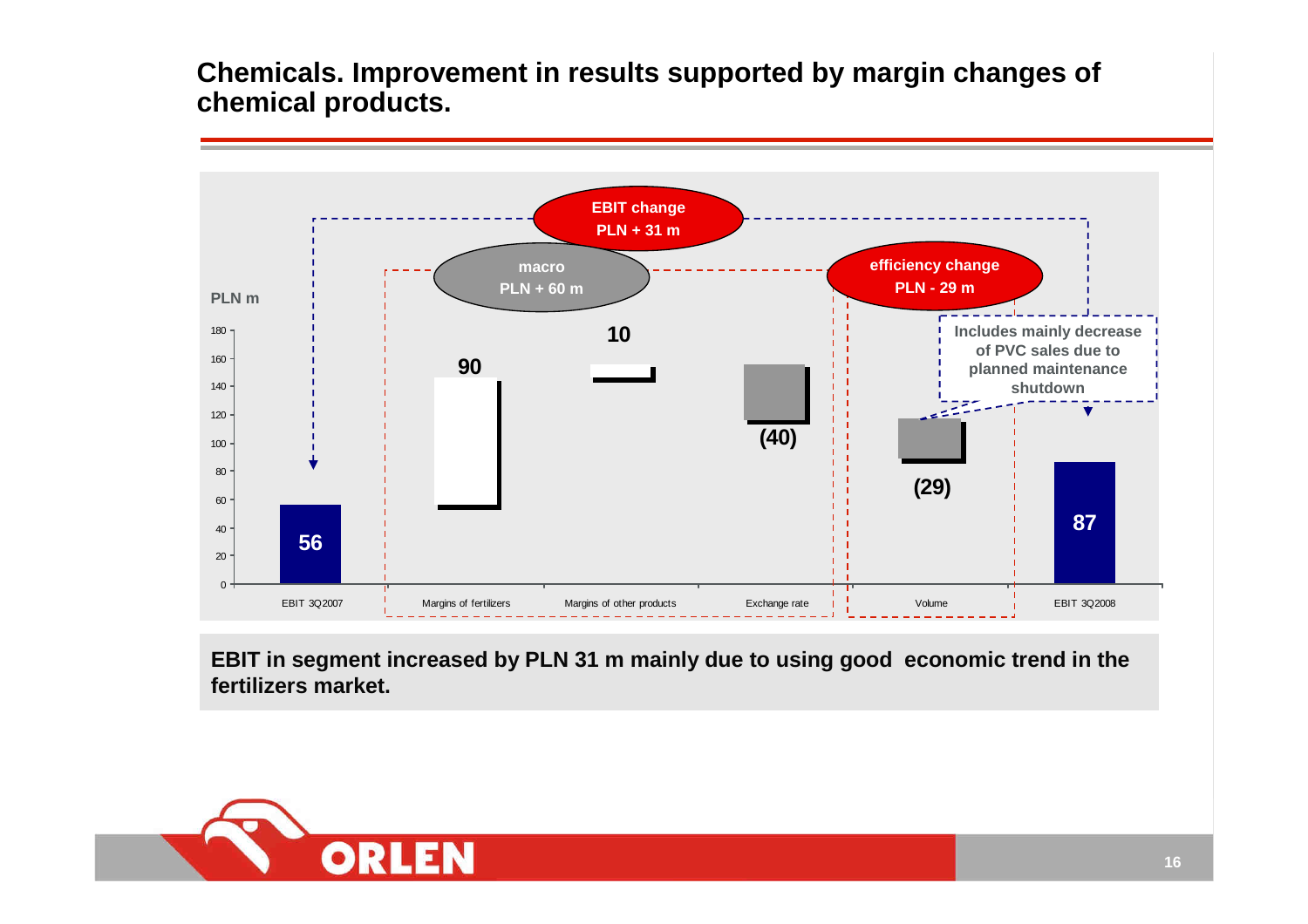## Chemicals. Improvement in results supported by margin changes of chemical products.

EBIT change PLN + 31 m

macro PLN + 60 m

efficiency change PLN - 29 m

PLN m

| | EBIT 3Q2007 | Margins of fertilizers | Margins of other products | Exchange rate | Volume | EBIT 3Q2008 |
|---|---|---|---|---|---|---|
| PLN m | 56 | 90 | 10 | (40) | (29) | 87 |

Includes mainly decrease of PVC sales due to planned maintenance shutdown

**EBIT in segment increased by PLN 31 m mainly due to using good economic trend in the fertilizers market.**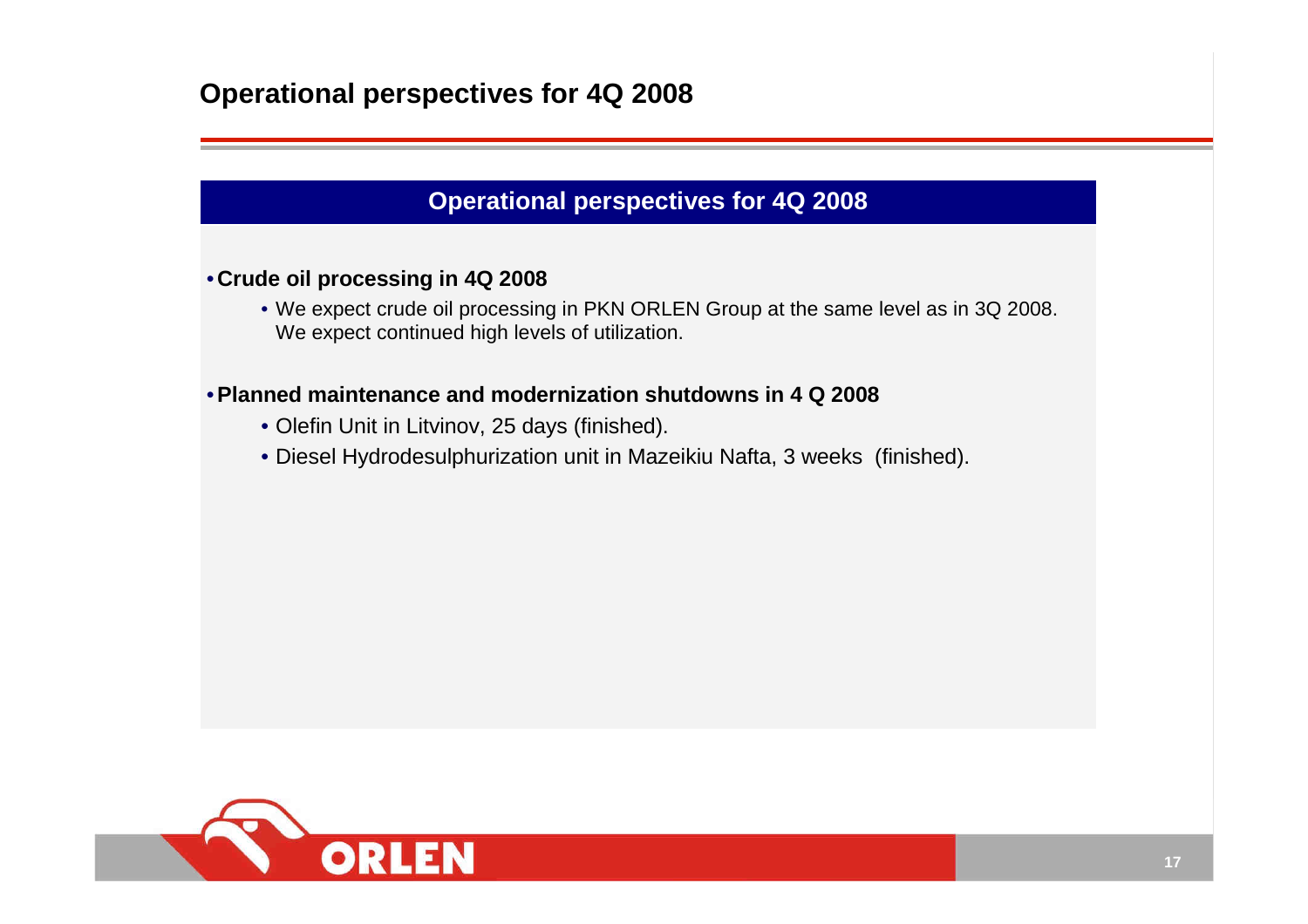# Operational perspectives for 4Q 2008

## Operational perspectives for 4Q 2008

- **Crude oil processing in 4Q 2008**
  - We expect crude oil processing in PKN ORLEN Group at the same level as in 3Q 2008. We expect continued high levels of utilization.

- **Planned maintenance and modernization shutdowns in 4 Q 2008**
  - Olefin Unit in Litvinov, 25 days (finished).
  - Diesel Hydrodesulphurization unit in Mazeikiu Nafta, 3 weeks (finished).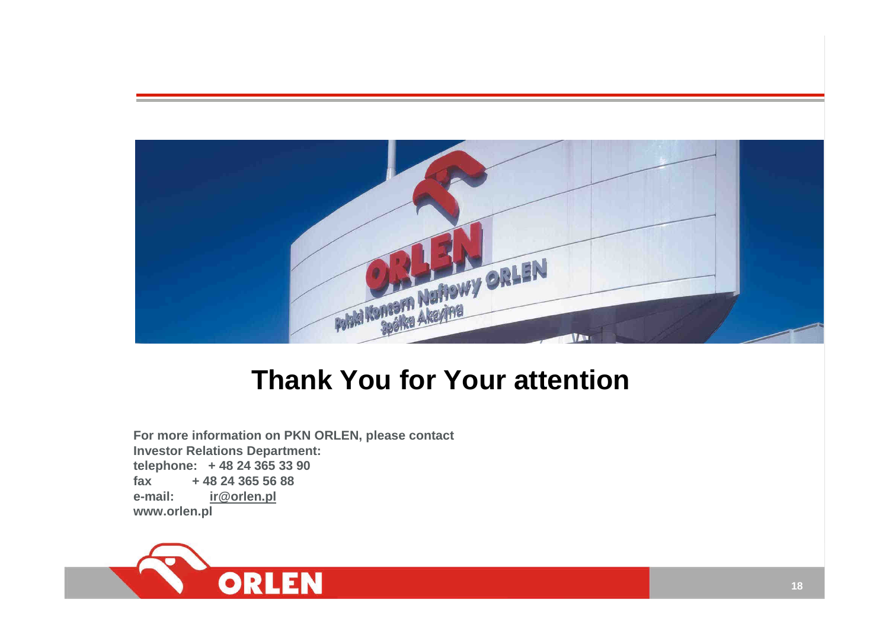# Thank You for Your attention

**For more information on PKN ORLEN, please contact**
**Investor Relations Department:**
**telephone: + 48 24 365 33 90**
**fax + 48 24 365 56 88**
**e-mail: ir@orlen.pl**
**www.orlen.pl**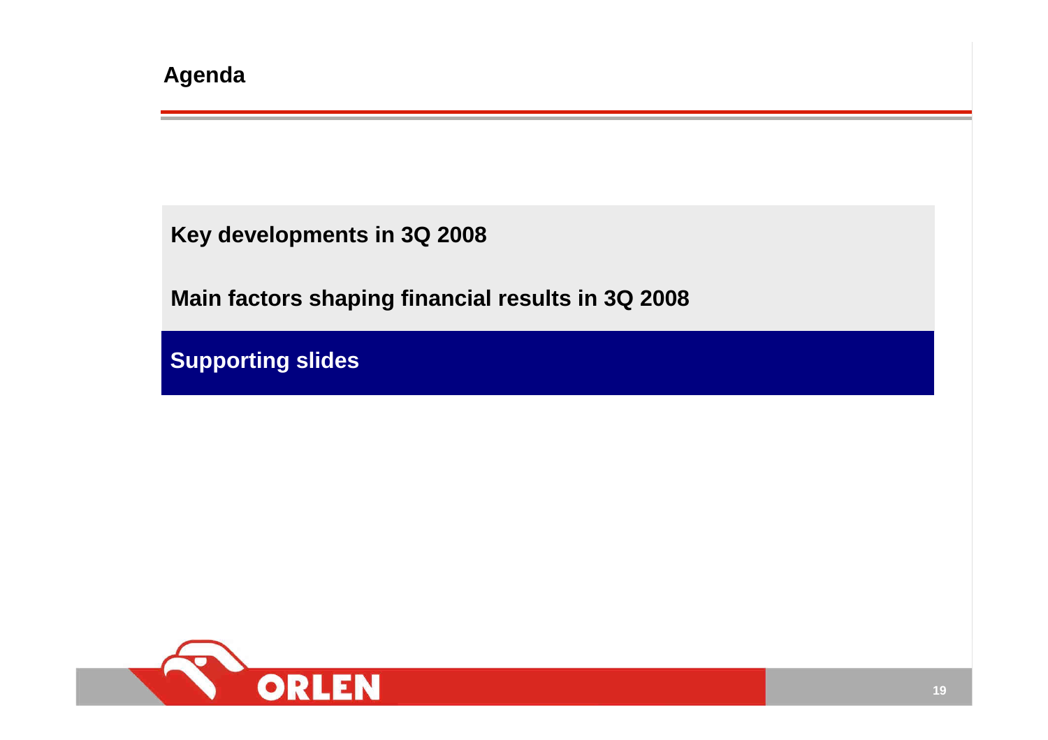# Agenda

Key developments in 3Q 2008

Main factors shaping financial results in 3Q 2008

**Supporting slides**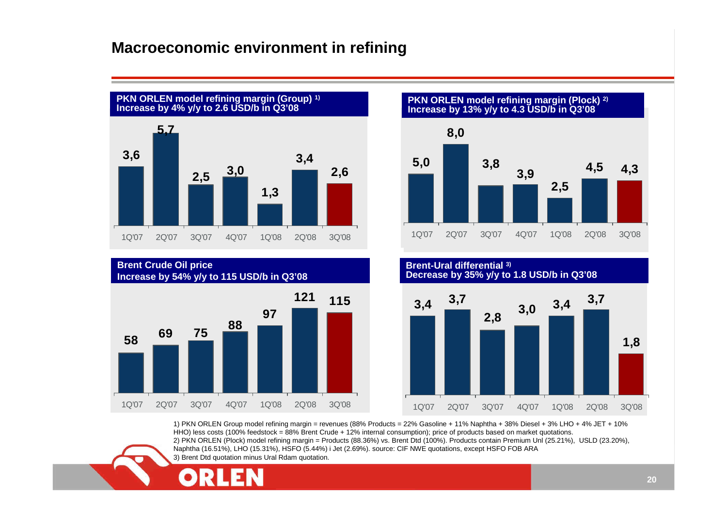# Macroeconomic environment in refining

**PKN ORLEN model refining margin (Group) [1)]**
**Increase by 4% y/y to 2.6 USD/b in Q3'08**

| 1Q'07 | 2Q'07 | 3Q'07 | 4Q'07 | 1Q'08 | 2Q'08 | 3Q'08 |
|---|---|---|---|---|---|---|
| 3,6 | 5,7 | 2,5 | 3,0 | 1,3 | 3,4 | 2,6 |

**PKN ORLEN model refining margin (Plock) [2)]**
**Increase by 13% y/y to 4.3 USD/b in Q3'08**

| 1Q'07 | 2Q'07 | 3Q'07 | 4Q'07 | 1Q'08 | 2Q'08 | 3Q'08 |
|---|---|---|---|---|---|---|
| 5,0 | 8,0 | 3,8 | 3,9 | 2,5 | 4,5 | 4,3 |

**Brent Crude Oil price**
**Increase by 54% y/y to 115 USD/b in Q3'08**

| 1Q'07 | 2Q'07 | 3Q'07 | 4Q'07 | 1Q'08 | 2Q'08 | 3Q'08 |
|---|---|---|---|---|---|---|
| 58 | 69 | 75 | 88 | 97 | 121 | 115 |

**Brent-Ural differential [3)]**
**Decrease by 35% y/y to 1.8 USD/b in Q3'08**

| 1Q'07 | 2Q'07 | 3Q'07 | 4Q'07 | 1Q'08 | 2Q'08 | 3Q'08 |
|---|---|---|---|---|---|---|
| 3,4 | 3,7 | 2,8 | 3,0 | 3,4 | 3,7 | 1,8 |

1) PKN ORLEN Group model refining margin = revenues (88% Products = 22% Gasoline + 11% Naphtha + 38% Diesel + 3% LHO + 4% JET + 10% HHO) less costs (100% feedstock = 88% Brent Crude + 12% internal consumption); price of products based on market quotations.
2) PKN ORLEN (Plock) model refining margin = Products (88.36%) vs. Brent Dtd (100%). Products contain Premium Unl (25.21%), USLD (23.20%), Naphtha (16.51%), LHO (15.31%), HSFO (5.44%) i Jet (2.69%). source: CIF NWE quotations, except HSFO FOB ARA
3) Brent Dtd quotation minus Ural Rdam quotation.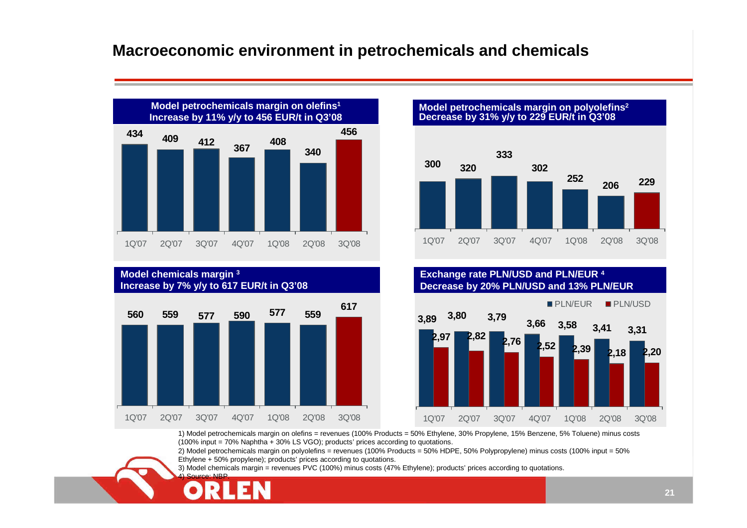# Macroeconomic environment in petrochemicals and chemicals

### Model petrochemicals margin on olefins[1]
**Increase by 11% y/y to 456 EUR/t in Q3'08**

| 1Q'07 | 2Q'07 | 3Q'07 | 4Q'07 | 1Q'08 | 2Q'08 | 3Q'08 |
|---|---|---|---|---|---|---|
| 434 | 409 | 412 | 367 | 408 | 340 | 456 |

### Model petrochemicals margin on polyolefins[2]
**Decrease by 31% y/y to 229 EUR/t in Q3'08**

| 1Q'07 | 2Q'07 | 3Q'07 | 4Q'07 | 1Q'08 | 2Q'08 | 3Q'08 |
|---|---|---|---|---|---|---|
| 300 | 320 | 333 | 302 | 252 | 206 | 229 |

### Model chemicals margin [3]
**Increase by 7% y/y to 617 EUR/t in Q3'08**

| 1Q'07 | 2Q'07 | 3Q'07 | 4Q'07 | 1Q'08 | 2Q'08 | 3Q'08 |
|---|---|---|---|---|---|---|
| 560 | 559 | 577 | 590 | 577 | 559 | 617 |

### Exchange rate PLN/USD and PLN/EUR [4]
**Decrease by 20% PLN/USD and 13% PLN/EUR**

| | 1Q'07 | 2Q'07 | 3Q'07 | 4Q'07 | 1Q'08 | 2Q'08 | 3Q'08 |
|---|---|---|---|---|---|---|---|
| PLN/EUR | 3,89 | 3,80 | 3,79 | 3,66 | 3,58 | 3,41 | 3,31 |
| PLN/USD | 2,97 | 2,82 | 2,76 | 2,52 | 2,39 | 2,18 | 2,20 |

1) Model petrochemicals margin on olefins = revenues (100% Products = 50% Ethylene, 30% Propylene, 15% Benzene, 5% Toluene) minus costs (100% input = 70% Naphtha + 30% LS VGO); products' prices according to quotations.

2) Model petrochemicals margin on polyolefins = revenues (100% Products = 50% HDPE, 50% Polypropylene) minus costs (100% input = 50% Ethylene + 50% propylene); products' prices according to quotations.

3) Model chemicals margin = revenues PVC (100%) minus costs (47% Ethylene); products' prices according to quotations.

4) Source: NBP.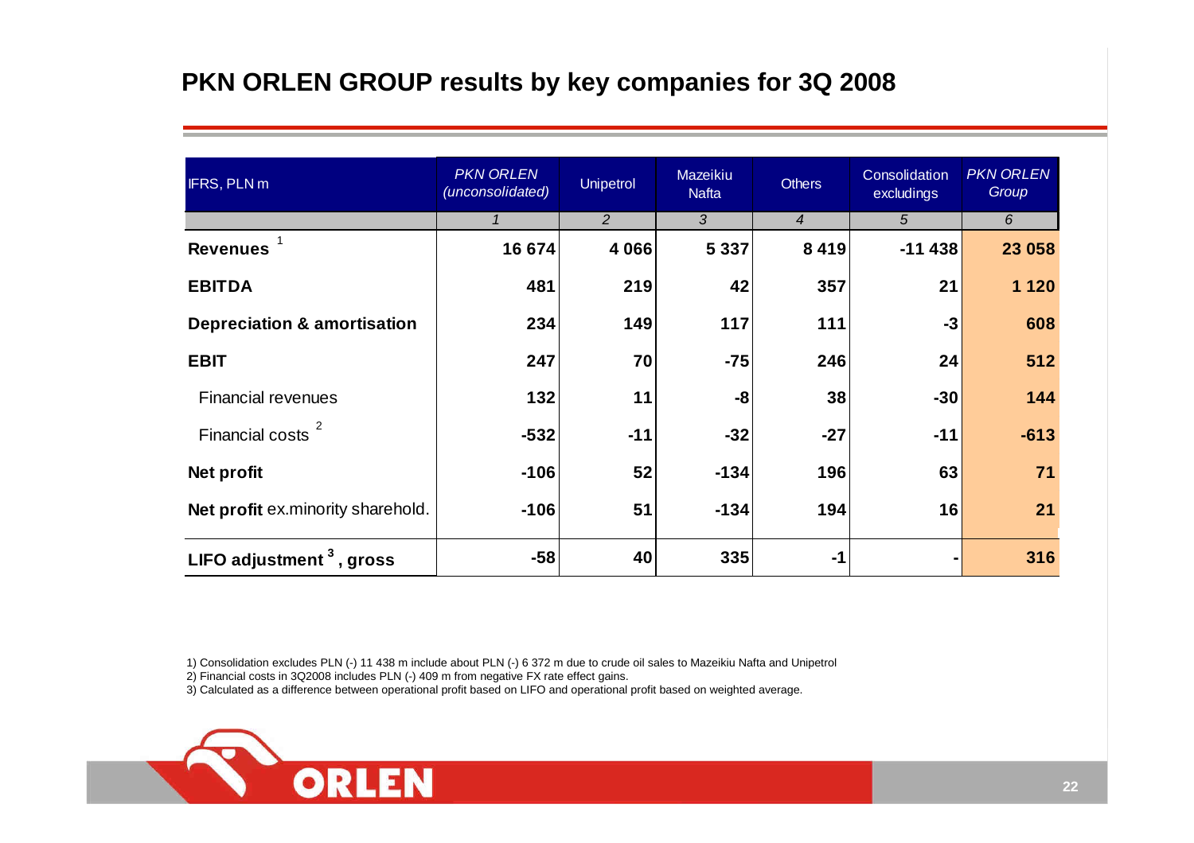# PKN ORLEN GROUP results by key companies for 3Q 2008

| IFRS, PLN m | *PKN ORLEN (unconsolidated)* | Unipetrol | Mazeikiu Nafta | Others | Consolidation excludings | *PKN ORLEN Group* |
|---|---|---|---|---|---|---|
| | *1* | *2* | *3* | *4* | *5* | *6* |
| **Revenues** [1] | **16 674** | **4 066** | **5 337** | **8 419** | **-11 438** | **23 058** |
| **EBITDA** | **481** | **219** | **42** | **357** | **21** | **1 120** |
| **Depreciation & amortisation** | **234** | **149** | **117** | **111** | **-3** | **608** |
| **EBIT** | **247** | **70** | **-75** | **246** | **24** | **512** |
| Financial revenues | **132** | **11** | **-8** | **38** | **-30** | **144** |
| Financial costs [2] | **-532** | **-11** | **-32** | **-27** | **-11** | **-613** |
| **Net profit** | **-106** | **52** | **-134** | **196** | **63** | **71** |
| **Net profit** ex.minority sharehold. | **-106** | **51** | **-134** | **194** | **16** | **21** |
| **LIFO adjustment** [3] **, gross** | **-58** | **40** | **335** | **-1** | **-** | **316** |

1) Consolidation excludes PLN (-) 11 438 m include about PLN (-) 6 372 m due to crude oil sales to Mazeikiu Nafta and Unipetrol

2) Financial costs in 3Q2008 includes PLN (-) 409 m from negative FX rate effect gains.

3) Calculated as a difference between operational profit based on LIFO and operational profit based on weighted average.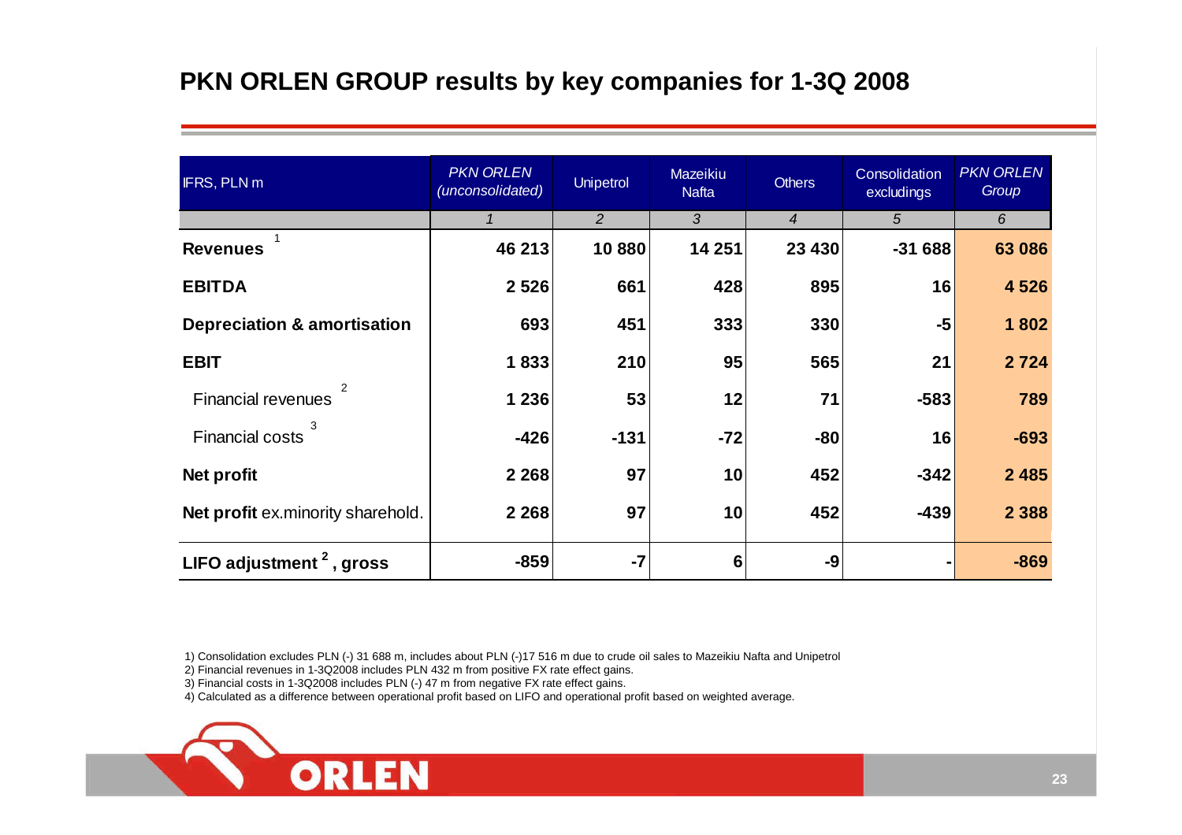# PKN ORLEN GROUP results by key companies for 1-3Q 2008

| IFRS, PLN m | *PKN ORLEN (unconsolidated)* | Unipetrol | Mazeikiu Nafta | Others | Consolidation excludings | *PKN ORLEN Group* |
|---|---|---|---|---|---|---|
| | *1* | *2* | *3* | *4* | *5* | *6* |
| **Revenues** [1] | **46 213** | **10 880** | **14 251** | **23 430** | **-31 688** | **63 086** |
| **EBITDA** | **2 526** | **661** | **428** | **895** | **16** | **4 526** |
| **Depreciation & amortisation** | **693** | **451** | **333** | **330** | **-5** | **1 802** |
| **EBIT** | **1 833** | **210** | **95** | **565** | **21** | **2 724** |
| Financial revenues [2] | **1 236** | **53** | **12** | **71** | **-583** | **789** |
| Financial costs [3] | **-426** | **-131** | **-72** | **-80** | **16** | **-693** |
| **Net profit** | **2 268** | **97** | **10** | **452** | **-342** | **2 485** |
| **Net profit** ex.minority sharehold. | **2 268** | **97** | **10** | **452** | **-439** | **2 388** |
| **LIFO adjustment [2], gross** | **-859** | **-7** | **6** | **-9** | **-** | **-869** |

1) Consolidation excludes PLN (-) 31 688 m, includes about PLN (-)17 516 m due to crude oil sales to Mazeikiu Nafta and Unipetrol
2) Financial revenues in 1-3Q2008 includes PLN 432 m from positive FX rate effect gains.
3) Financial costs in 1-3Q2008 includes PLN (-) 47 m from negative FX rate effect gains.
4) Calculated as a difference between operational profit based on LIFO and operational profit based on weighted average.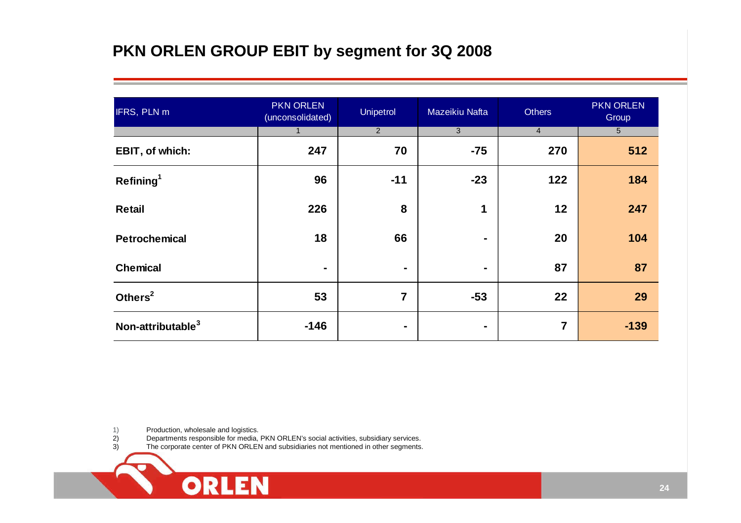## PKN ORLEN GROUP EBIT by segment for 3Q 2008

| IFRS, PLN m | PKN ORLEN (unconsolidated) | Unipetrol | Mazeikiu Nafta | Others | PKN ORLEN Group |
|---|---|---|---|---|---|
| | 1 | 2 | 3 | 4 | 5 |
| **EBIT, of which:** | **247** | **70** | **-75** | **270** | **512** |
| **Refining**[1] | **96** | **-11** | **-23** | **122** | **184** |
| **Retail** | **226** | **8** | **1** | **12** | **247** |
| **Petrochemical** | **18** | **66** | **-** | **20** | **104** |
| **Chemical** | **-** | **-** | **-** | **87** | **87** |
| **Others**[2] | **53** | **7** | **-53** | **22** | **29** |
| **Non-attributable**[3] | **-146** | **-** | **-** | **7** | **-139** |

1) Production, wholesale and logistics.
2) Departments responsible for media, PKN ORLEN's social activities, subsidiary services.
3) The corporate center of PKN ORLEN and subsidiaries not mentioned in other segments.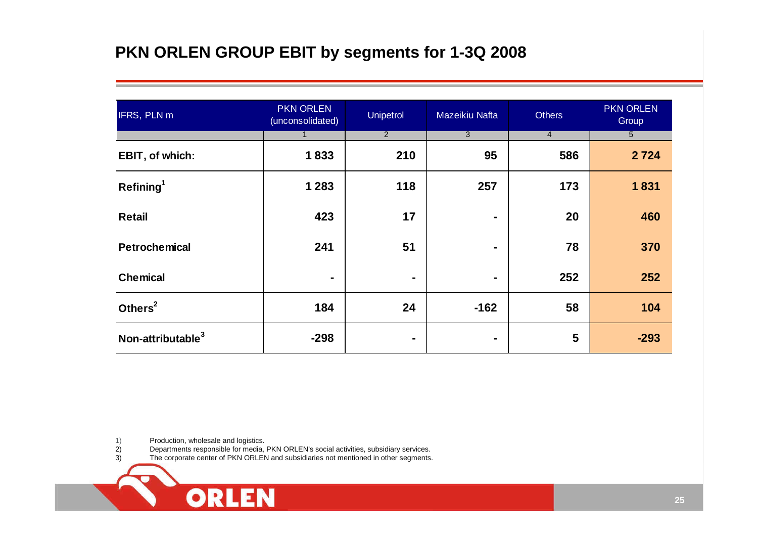# PKN ORLEN GROUP EBIT by segments for 1-3Q 2008

| IFRS, PLN m | PKN ORLEN (unconsolidated) | Unipetrol | Mazeikiu Nafta | Others | PKN ORLEN Group |
|---|---|---|---|---|---|
| | 1 | 2 | 3 | 4 | 5 |
| **EBIT, of which:** | **1 833** | **210** | **95** | **586** | **2 724** |
| **Refining[1]** | **1 283** | **118** | **257** | **173** | **1 831** |
| **Retail** | **423** | **17** | **-** | **20** | **460** |
| **Petrochemical** | **241** | **51** | **-** | **78** | **370** |
| **Chemical** | **-** | **-** | **-** | **252** | **252** |
| **Others[2]** | **184** | **24** | **-162** | **58** | **104** |
| **Non-attributable[3]** | **-298** | **-** | **-** | **5** | **-293** |

1) Production, wholesale and logistics.
2) Departments responsible for media, PKN ORLEN's social activities, subsidiary services.
3) The corporate center of PKN ORLEN and subsidiaries not mentioned in other segments.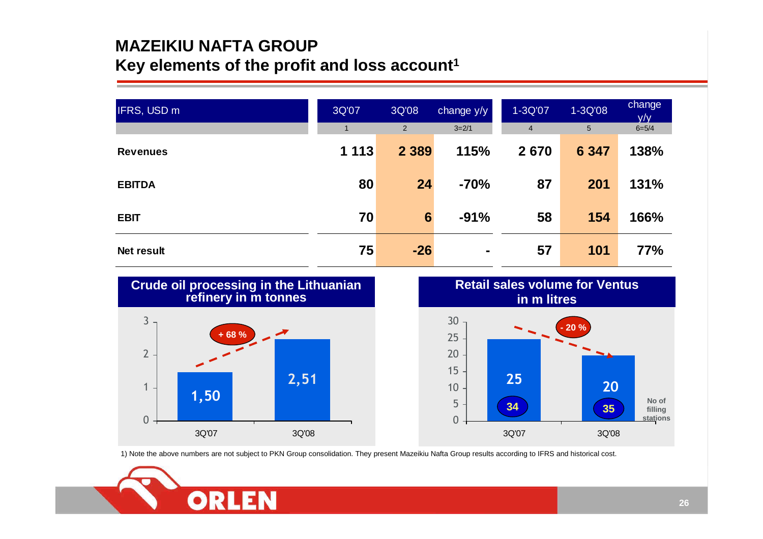# MAZEIKIU NAFTA GROUP

## Key elements of the profit and loss account[1]

| IFRS, USD m | 3Q'07 | 3Q'08 | change y/y | 1-3Q'07 | 1-3Q'08 | change y/y |
|---|---|---|---|---|---|---|
| | 1 | 2 | 3=2/1 | 4 | 5 | 6=5/4 |
| **Revenues** | **1 113** | **2 389** | **115%** | **2 670** | **6 347** | **138%** |
| **EBITDA** | **80** | **24** | **-70%** | **87** | **201** | **131%** |
| **EBIT** | **70** | **6** | **-91%** | **58** | **154** | **166%** |
| **Net result** | **75** | **-26** | **-** | **57** | **101** | **77%** |

### Crude oil processing in the Lithuanian refinery in m tonnes

| | 3Q'07 | 3Q'08 |
|---|---|---|
| Crude oil processing (m tonnes) | 1,50 | 2,51 |

+ 68 %

### Retail sales volume for Ventus in m litres

| | 3Q'07 | 3Q'08 |
|---|---|---|
| Retail sales volume (m litres) | 25 | 20 |
| No of filling stations | 34 | 35 |

- 20 %

1) Note the above numbers are not subject to PKN Group consolidation. They present Mazeikiu Nafta Group results according to IFRS and historical cost.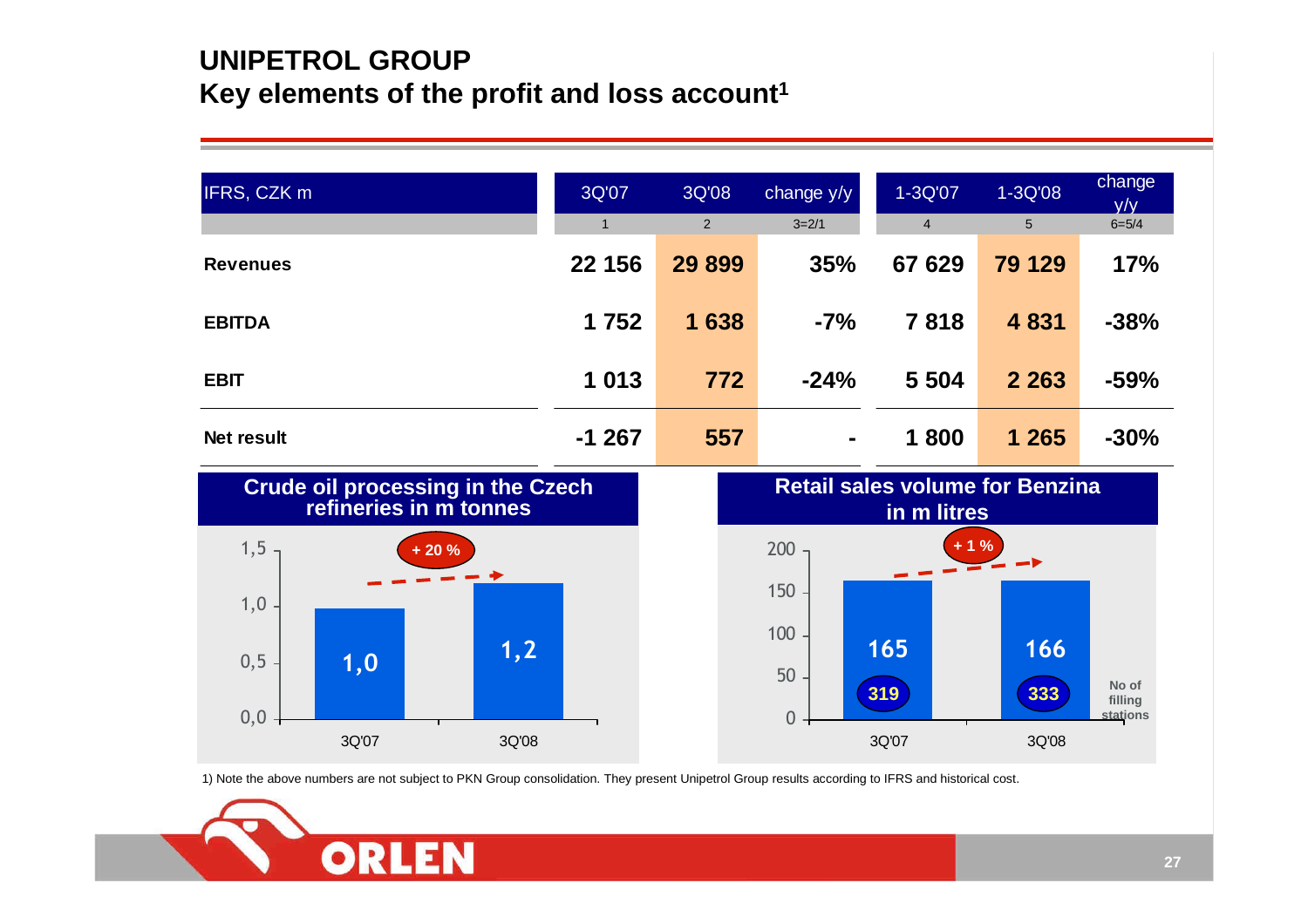# UNIPETROL GROUP
## Key elements of the profit and loss account[1]

| IFRS, CZK m | 3Q'07 | 3Q'08 | change y/y | 1-3Q'07 | 1-3Q'08 | change y/y |
|---|---|---|---|---|---|---|
| | 1 | 2 | 3=2/1 | 4 | 5 | 6=5/4 |
| **Revenues** | **22 156** | **29 899** | **35%** | **67 629** | **79 129** | **17%** |
| **EBITDA** | **1 752** | **1 638** | **-7%** | **7 818** | **4 831** | **-38%** |
| **EBIT** | **1 013** | **772** | **-24%** | **5 504** | **2 263** | **-59%** |
| **Net result** | **-1 267** | **557** | **-** | **1 800** | **1 265** | **-30%** |

### Crude oil processing in the Czech refineries in m tonnes

| | 3Q'07 | 3Q'08 |
|---|---|---|
| Crude oil processing (m tonnes) | 1,0 | 1,2 |

+ 20 %

### Retail sales volume for Benzina in m litres

| | 3Q'07 | 3Q'08 |
|---|---|---|
| Retail sales volume (m litres) | 165 | 166 |
| No of filling stations | 319 | 333 |

+ 1 %

1) Note the above numbers are not subject to PKN Group consolidation. They present Unipetrol Group results according to IFRS and historical cost.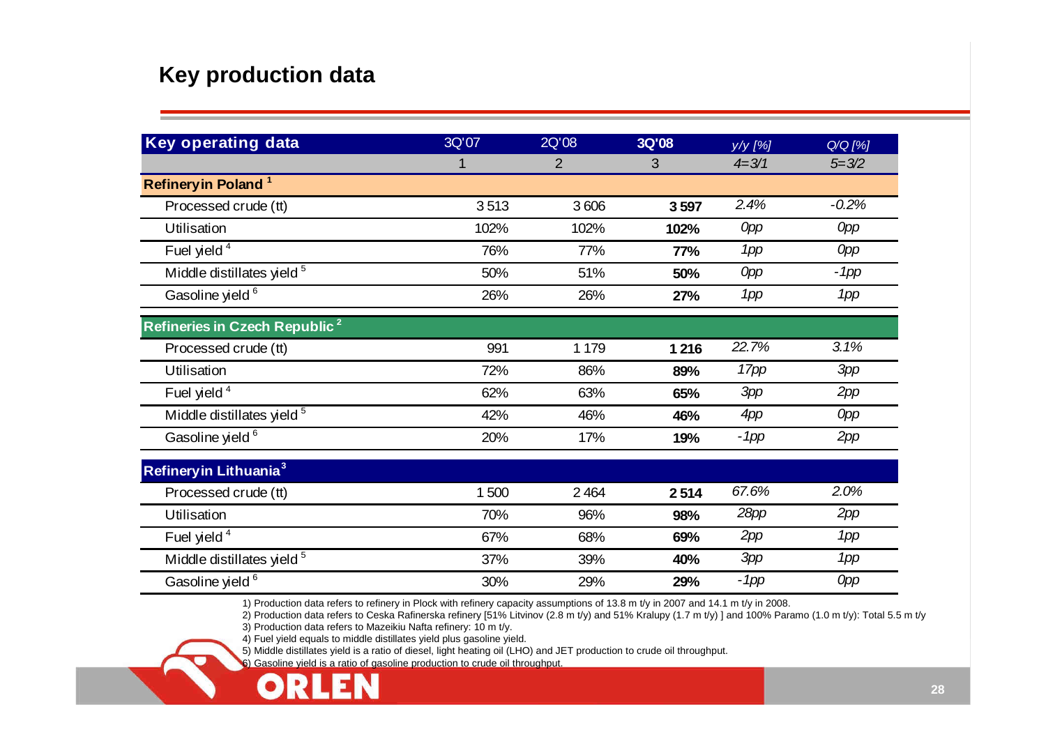# Key production data

| Key operating data | 3Q'07 | 2Q'08 | **3Q'08** | *y/y [%]* | *Q/Q [%]* |
|---|---|---|---|---|---|
| | 1 | 2 | 3 | *4=3/1* | *5=3/2* |
| **Refinery in Poland [1]** | | | | | |
| Processed crude (tt) | 3 513 | 3 606 | **3 597** | *2.4%* | *-0.2%* |
| Utilisation | 102% | 102% | **102%** | *0pp* | *0pp* |
| Fuel yield [4] | 76% | 77% | **77%** | *1pp* | *0pp* |
| Middle distillates yield [5] | 50% | 51% | **50%** | *0pp* | *-1pp* |
| Gasoline yield [6] | 26% | 26% | **27%** | *1pp* | *1pp* |
| **Refineries in Czech Republic [2]** | | | | | |
| Processed crude (tt) | 991 | 1 179 | **1 216** | *22.7%* | *3.1%* |
| Utilisation | 72% | 86% | **89%** | *17pp* | *3pp* |
| Fuel yield [4] | 62% | 63% | **65%** | *3pp* | *2pp* |
| Middle distillates yield [5] | 42% | 46% | **46%** | *4pp* | *0pp* |
| Gasoline yield [6] | 20% | 17% | **19%** | *-1pp* | *2pp* |
| **Refinery in Lithuania [3]** | | | | | |
| Processed crude (tt) | 1 500 | 2 464 | **2 514** | *67.6%* | *2.0%* |
| Utilisation | 70% | 96% | **98%** | *28pp* | *2pp* |
| Fuel yield [4] | 67% | 68% | **69%** | *2pp* | *1pp* |
| Middle distillates yield [5] | 37% | 39% | **40%** | *3pp* | *1pp* |
| Gasoline yield [6] | 30% | 29% | **29%** | *-1pp* | *0pp* |

1) Production data refers to refinery in Plock with refinery capacity assumptions of 13.8 m t/y in 2007 and 14.1 m t/y in 2008.
2) Production data refers to Ceska Rafinerska refinery [51% Litvinov (2.8 m t/y) and 51% Kralupy (1.7 m t/y) ] and 100% Paramo (1.0 m t/y): Total 5.5 m t/y
3) Production data refers to Mazeikiu Nafta refinery: 10 m t/y.
4) Fuel yield equals to middle distillates yield plus gasoline yield.
5) Middle distillates yield is a ratio of diesel, light heating oil (LHO) and JET production to crude oil throughput.
6) Gasoline yield is a ratio of gasoline production to crude oil throughput.